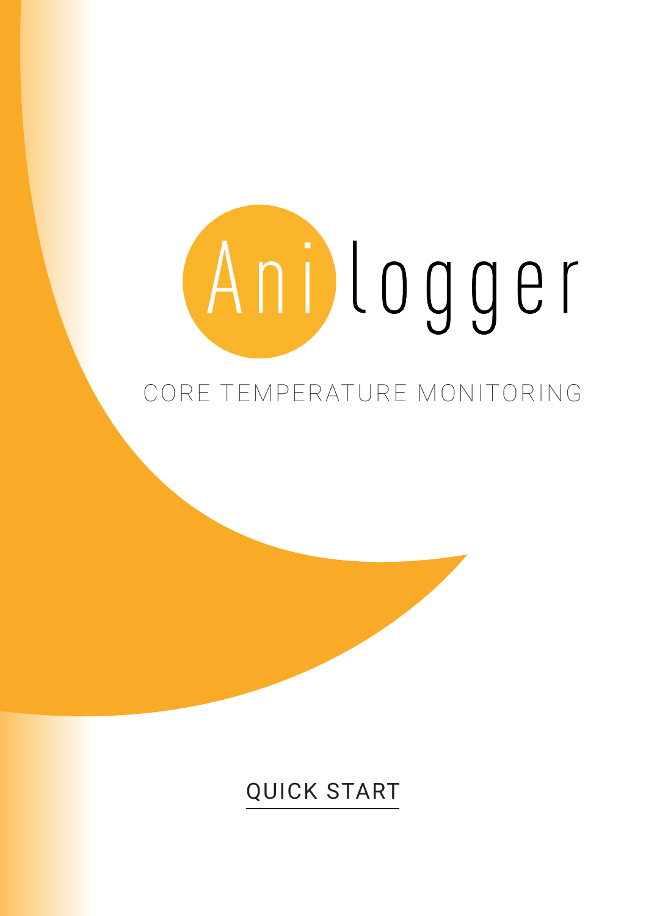# Anilogger

## CORE TEMPERATURE MONITORING

QUICK START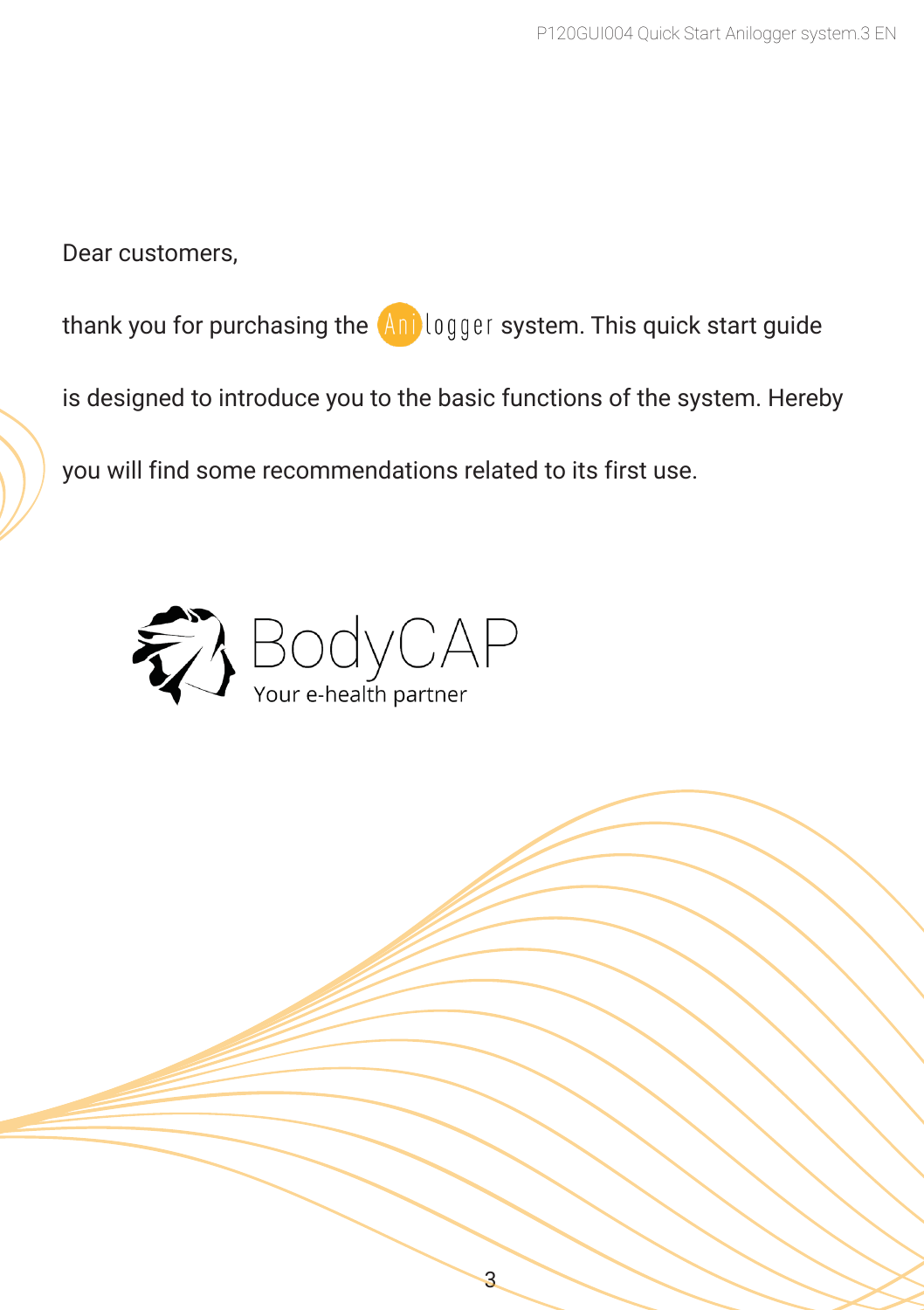Dear customers,

thank you for purchasing the Anilogger system. This quick start guide is designed to introduce you to the basic functions of the system. Hereby you will find some recommendations related to its first use.

BodyCAP

Your e-health partner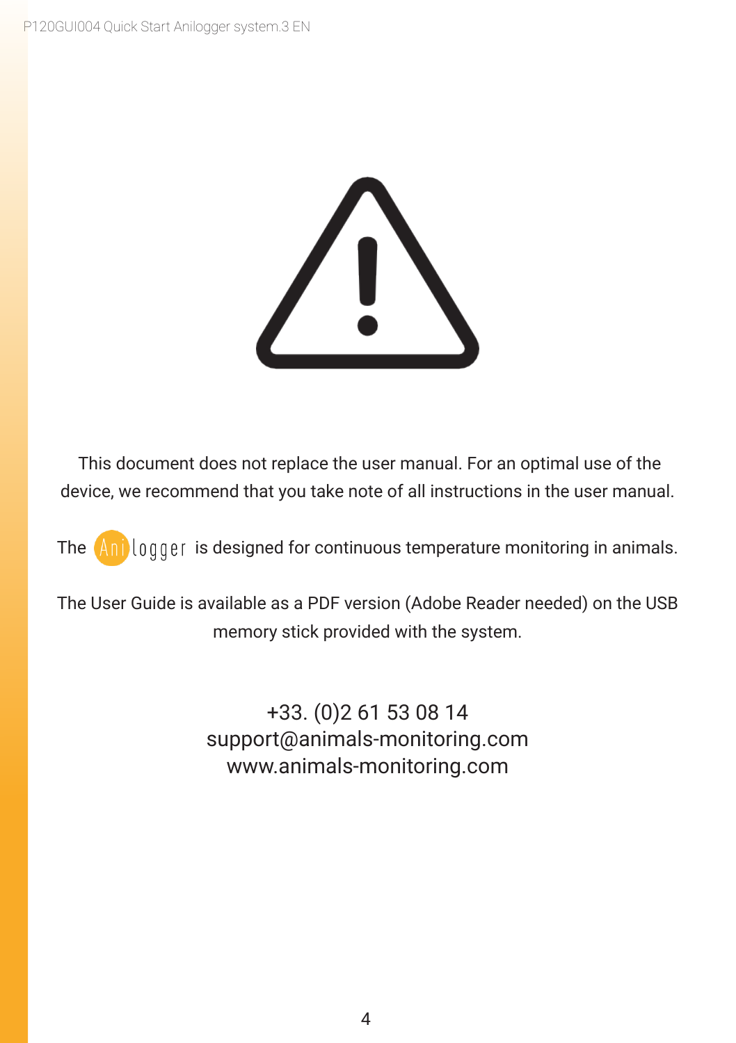This document does not replace the user manual. For an optimal use of the device, we recommend that you take note of all instructions in the user manual.

The Anilogger is designed for continuous temperature monitoring in animals.

The User Guide is available as a PDF version (Adobe Reader needed) on the USB memory stick provided with the system.

+33. (0)2 61 53 08 14
support@animals-monitoring.com
www.animals-monitoring.com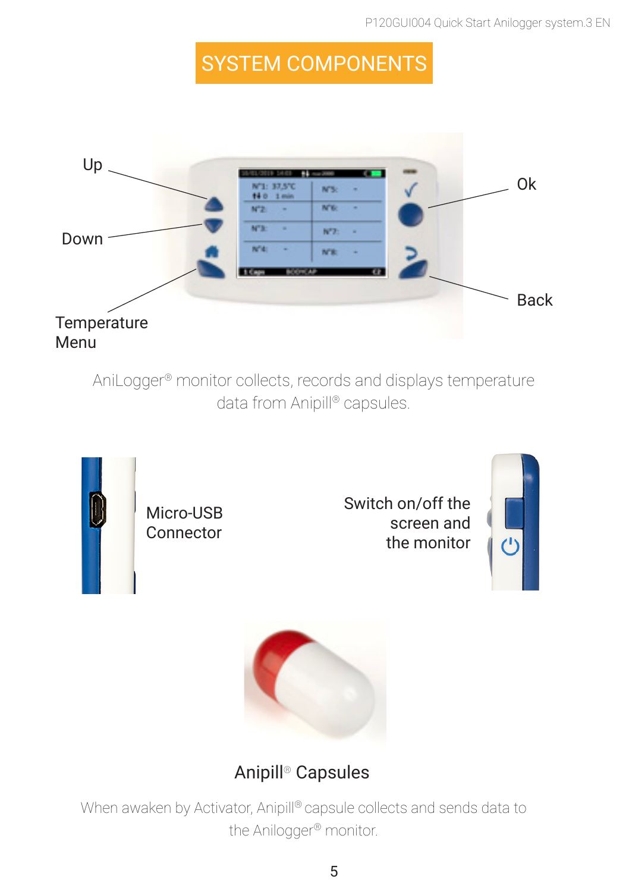# SYSTEM COMPONENTS

Up

Down

Temperature Menu

Ok

Back

AniLogger® monitor collects, records and displays temperature data from Anipill® capsules.

Micro-USB Connector

Switch on/off the screen and the monitor

## Anipill® Capsules

When awaken by Activator, Anipill® capsule collects and sends data to the Anilogger® monitor.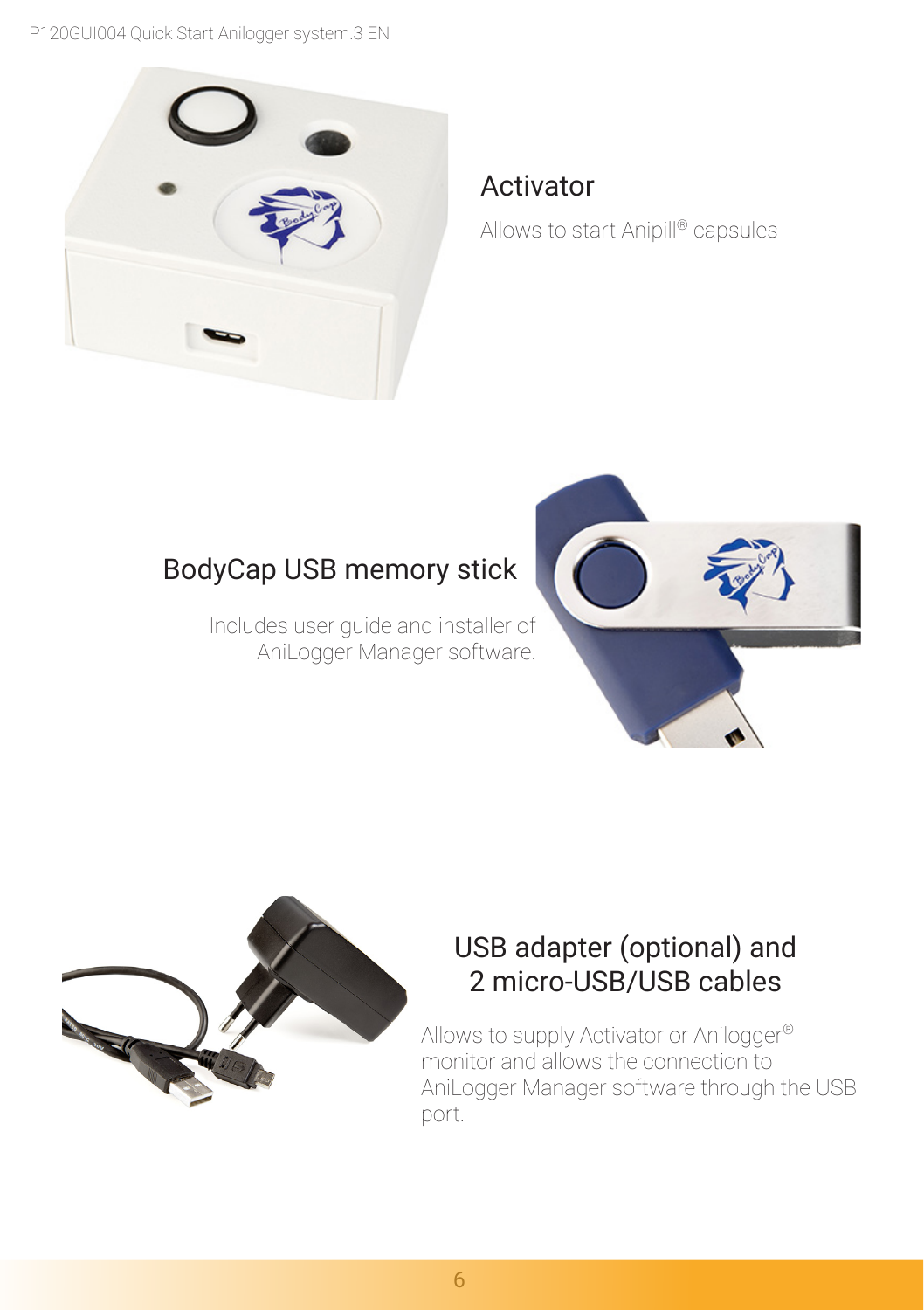## Activator

Allows to start Anipill® capsules

## BodyCap USB memory stick

Includes user guide and installer of AniLogger Manager software.

## USB adapter (optional) and 2 micro-USB/USB cables

Allows to supply Activator or Anilogger® monitor and allows the connection to AniLogger Manager software through the USB port.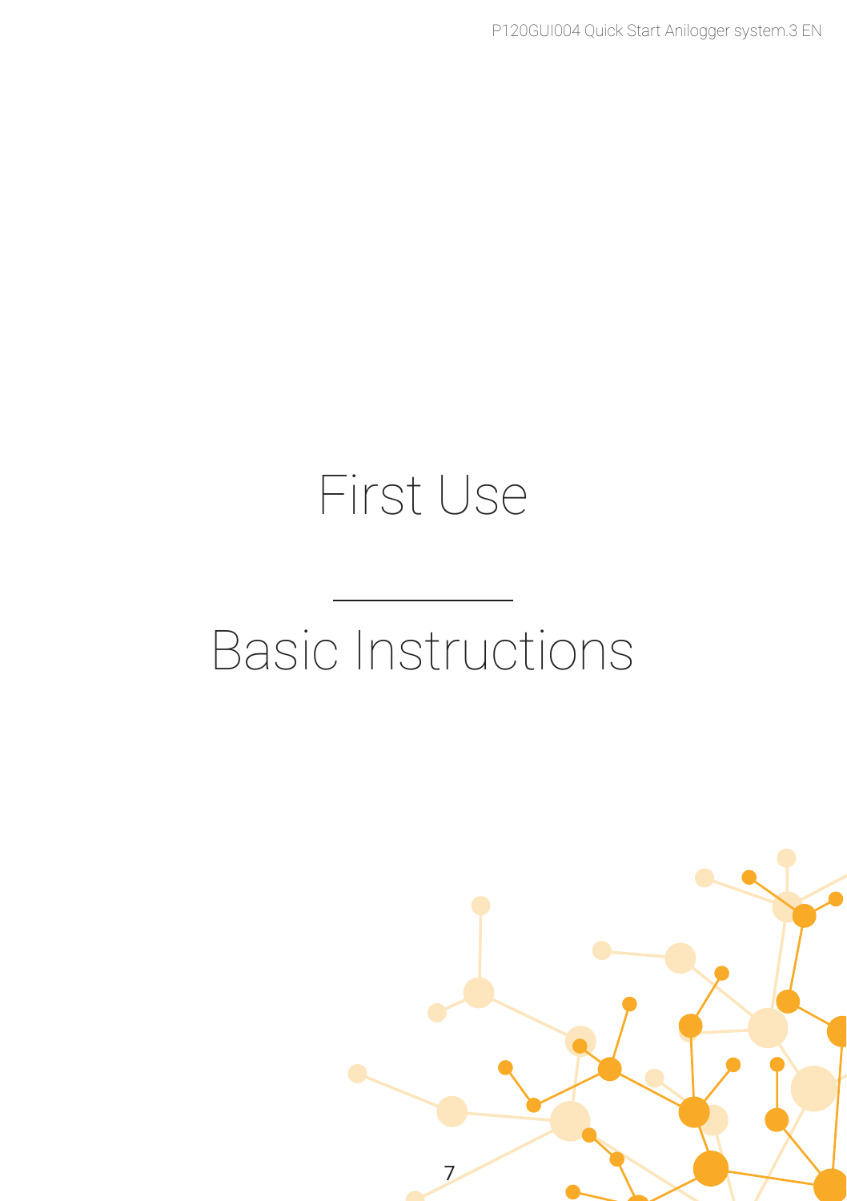# First Use

# Basic Instructions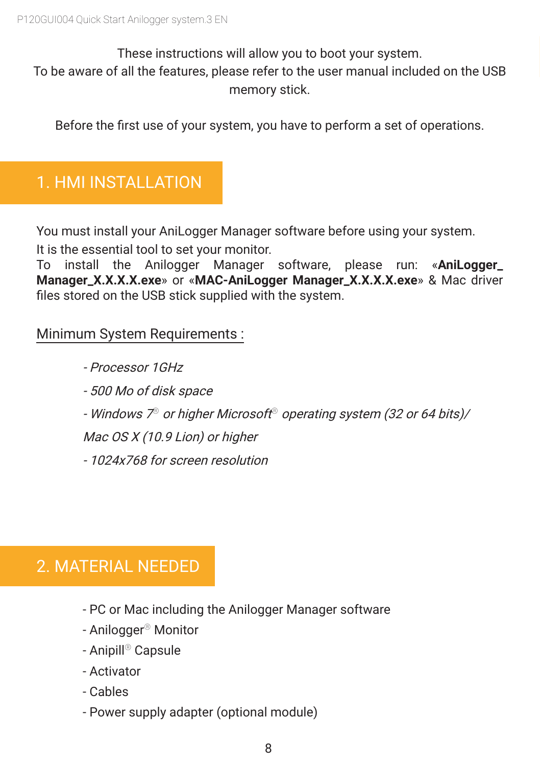These instructions will allow you to boot your system.
To be aware of all the features, please refer to the user manual included on the USB memory stick.

Before the first use of your system, you have to perform a set of operations.

# 1. HMI INSTALLATION

You must install your AniLogger Manager software before using your system.
It is the essential tool to set your monitor.
To install the Anilogger Manager software, please run: «**AniLogger_Manager_X.X.X.X.exe**» or «**MAC-AniLogger Manager_X.X.X.X.exe**» & Mac driver files stored on the USB stick supplied with the system.

Minimum System Requirements :

- *Processor 1GHz*
- *500 Mo of disk space*
- *Windows 7® or higher Microsoft® operating system (32 or 64 bits)/ Mac OS X (10.9 Lion) or higher*
- *1024x768 for screen resolution*

# 2. MATERIAL NEEDED

- PC or Mac including the Anilogger Manager software
- Anilogger® Monitor
- Anipill® Capsule
- Activator
- Cables
- Power supply adapter (optional module)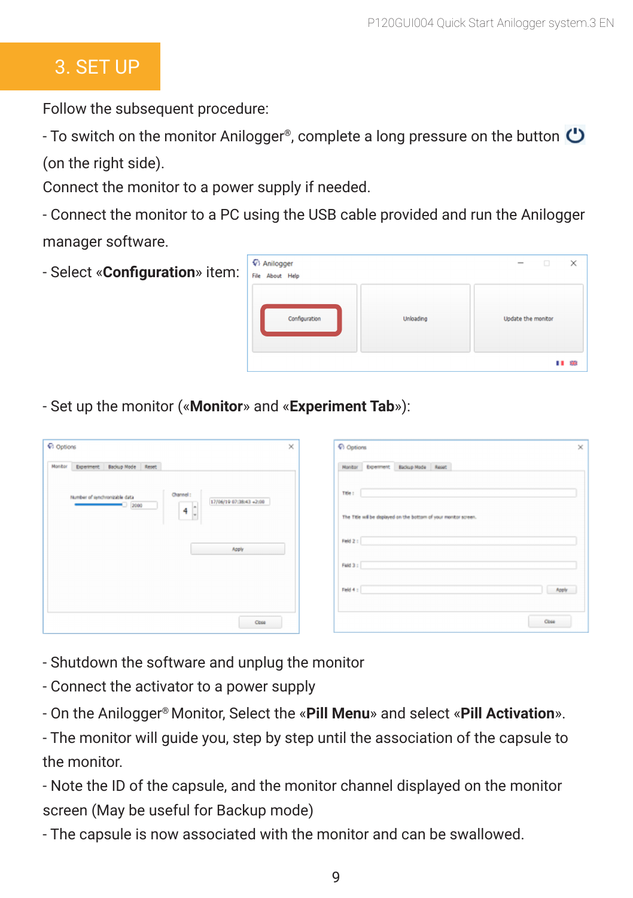# 3. SET UP

Follow the subsequent procedure:

- To switch on the monitor Anilogger®, complete a long pressure on the button ⏻ (on the right side).

Connect the monitor to a power supply if needed.

- Connect the monitor to a PC using the USB cable provided and run the Anilogger manager software.
- Select «**Configuration**» item:
- Set up the monitor («**Monitor**» and «**Experiment Tab**»):
- Shutdown the software and unplug the monitor
- Connect the activator to a power supply
- On the Anilogger® Monitor, Select the «**Pill Menu**» and select «**Pill Activation**».
- The monitor will guide you, step by step until the association of the capsule to the monitor.
- Note the ID of the capsule, and the monitor channel displayed on the monitor screen (May be useful for Backup mode)
- The capsule is now associated with the monitor and can be swallowed.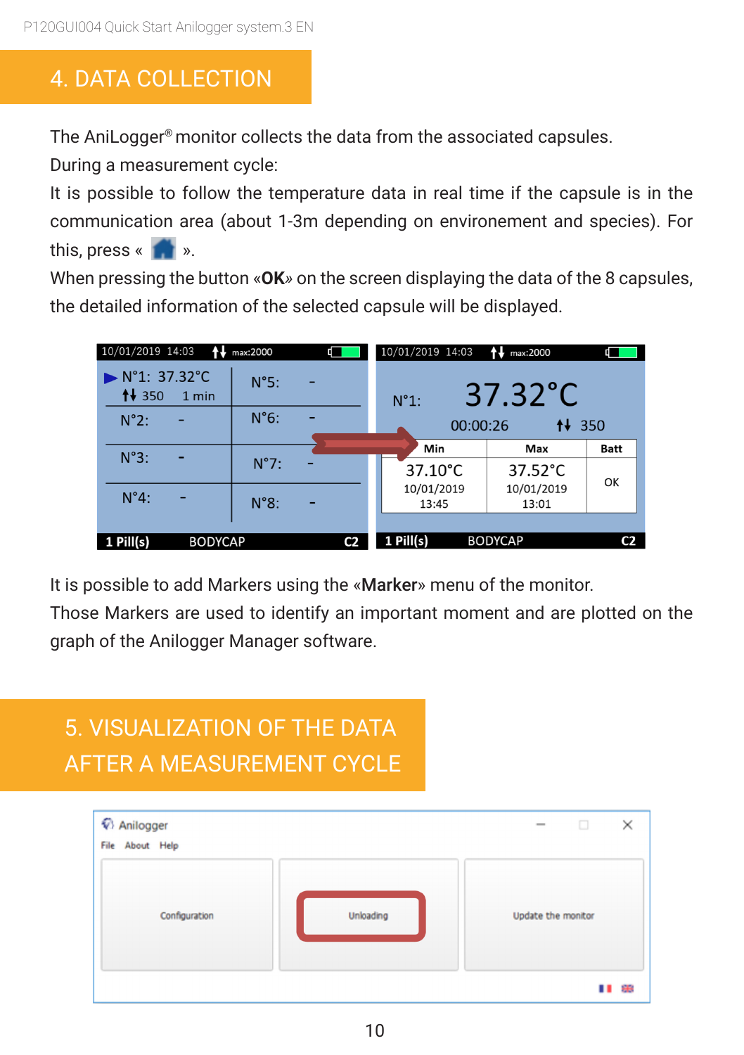## 4. DATA COLLECTION

The AniLogger® monitor collects the data from the associated capsules.
During a measurement cycle:
It is possible to follow the temperature data in real time if the capsule is in the communication area (about 1-3m depending on environement and species). For this, press « 🏠 ».
When pressing the button «**OK**» on the screen displaying the data of the 8 capsules, the detailed information of the selected capsule will be displayed.

It is possible to add Markers using the «**Marker**» menu of the monitor.
Those Markers are used to identify an important moment and are plotted on the graph of the Anilogger Manager software.

## 5. VISUALIZATION OF THE DATA AFTER A MEASUREMENT CYCLE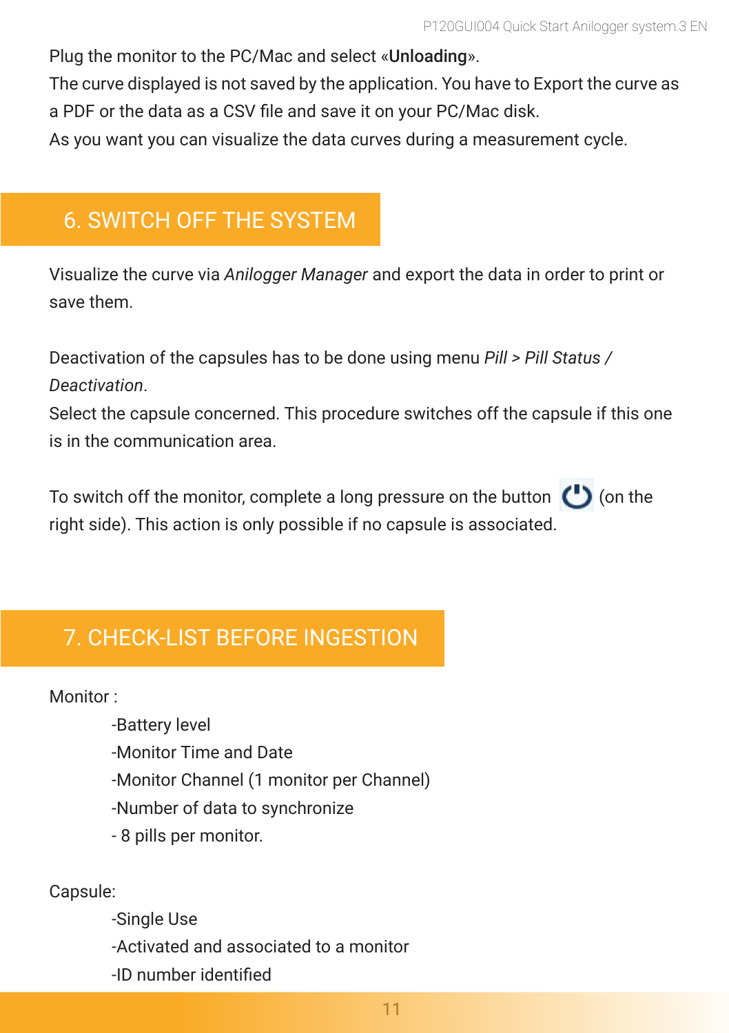Plug the monitor to the PC/Mac and select «**Unloading**».
The curve displayed is not saved by the application. You have to Export the curve as a PDF or the data as a CSV file and save it on your PC/Mac disk.
As you want you can visualize the data curves during a measurement cycle.

## 6. SWITCH OFF THE SYSTEM

Visualize the curve via *Anilogger Manager* and export the data in order to print or save them.

Deactivation of the capsules has to be done using menu *Pill > Pill Status / Deactivation*.
Select the capsule concerned. This procedure switches off the capsule if this one is in the communication area.

To switch off the monitor, complete a long pressure on the button ⏻ (on the right side). This action is only possible if no capsule is associated.

## 7. CHECK-LIST BEFORE INGESTION

Monitor :

- -Battery level
- -Monitor Time and Date
- -Monitor Channel (1 monitor per Channel)
- -Number of data to synchronize
- - 8 pills per monitor.

Capsule:

- -Single Use
- -Activated and associated to a monitor
- -ID number identified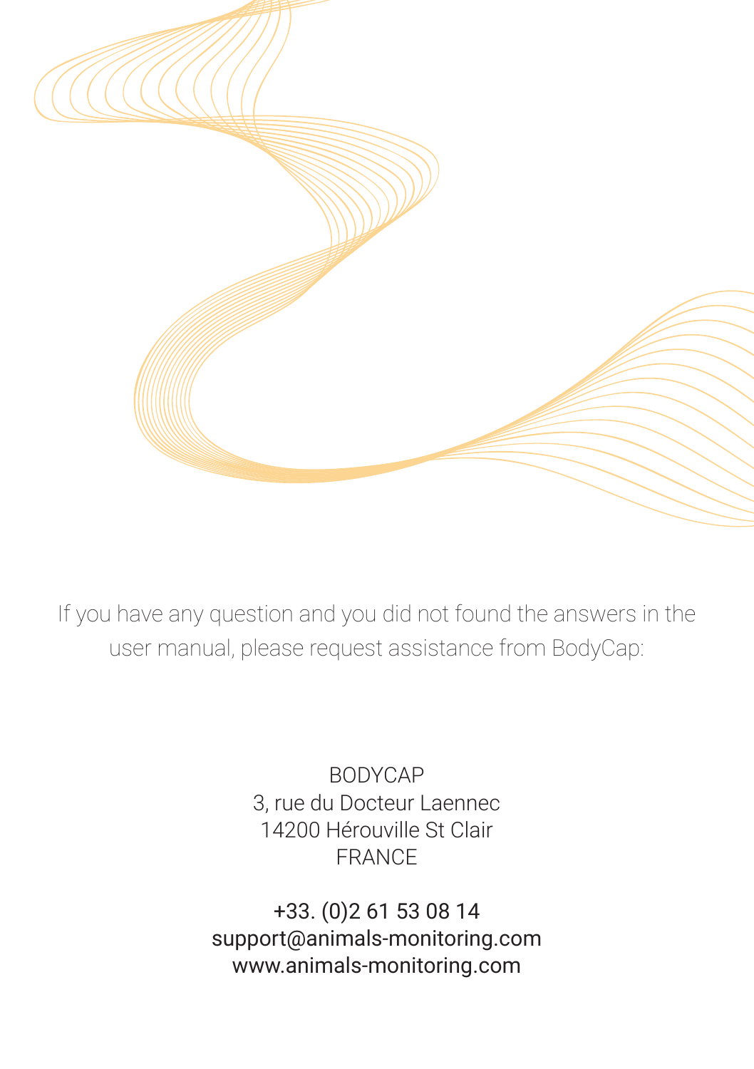If you have any question and you did not found the answers in the user manual, please request assistance from BodyCap:

BODYCAP
3, rue du Docteur Laennec
14200 Hérouville St Clair
FRANCE

+33. (0)2 61 53 08 14
support@animals-monitoring.com
www.animals-monitoring.com